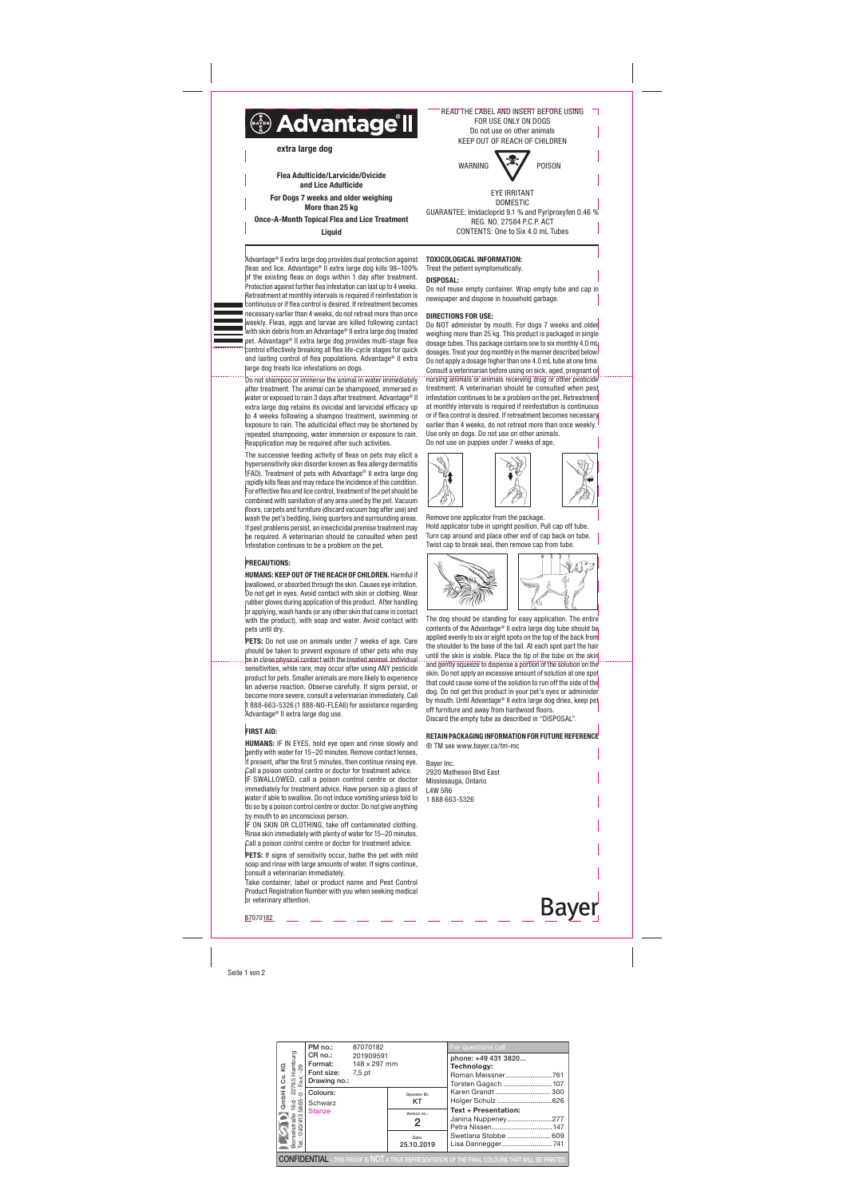# Advantage® II

**extra large dog**

**Flea Adulticide/Larvicide/Ovicide and Lice Adulticide**

**For Dogs 7 weeks and older weighing More than 25 kg**

**Once-A-Month Topical Flea and Lice Treatment**

**Liquid**

READ THE LABEL AND INSERT BEFORE USING
FOR USE ONLY ON DOGS
Do not use on other animals
KEEP OUT OF REACH OF CHILDREN

WARNING POISON

EYE IRRITANT
DOMESTIC
GUARANTEE: Imidacloprid 9.1 % and Pyriproxyfen 0.46 %
REG. NO. 27584 P.C.P. ACT
CONTENTS: One to Six 4.0 mL Tubes

Advantage® II extra large dog provides dual protection against fleas and lice. Advantage® II extra large dog kills 98–100% of the existing fleas on dogs within 1 day after treatment. Protection against further flea infestation can last up to 4 weeks. Retreatment at monthly intervals is required if reinfestation is continuous or if flea control is desired. If retreatment becomes necessary earlier than 4 weeks, do not retreat more than once weekly. Fleas, eggs and larvae are killed following contact with skin debris from an Advantage® II extra large dog treated pet. Advantage® II extra large dog provides multi-stage flea control effectively breaking all flea life-cycle stages for quick and lasting control of flea populations. Advantage® II extra large dog treats lice infestations on dogs.

Do not shampoo or immerse the animal in water immediately after treatment. The animal can be shampooed, immersed in water or exposed to rain 3 days after treatment. Advantage® II extra large dog retains its ovicidal and larvicidal efficacy up to 4 weeks following a shampoo treatment, swimming or exposure to rain. The adulticidal effect may be shortened by repeated shampooing, water immersion or exposure to rain. Reapplication may be required after such activities.

The successive feeding activity of fleas on pets may elicit a hypersensitivity skin disorder known as flea allergy dermatitis (FAD). Treatment of pets with Advantage® II extra large dog rapidly kills fleas and may reduce the incidence of this condition. For effective flea and lice control, treatment of the pet should be combined with sanitation of any area used by the pet. Vacuum floors, carpets and furniture (discard vacuum bag after use) and wash the pet's bedding, living quarters and surrounding areas. If pest problems persist, an insecticidal premise treatment may be required. A veterinarian should be consulted when pest infestation continues to be a problem on the pet.

## PRECAUTIONS:

**HUMANS: KEEP OUT OF THE REACH OF CHILDREN.** Harmful if swallowed, or absorbed through the skin. Causes eye irritation. Do not get in eyes. Avoid contact with skin or clothing. Wear rubber gloves during application of this product. After handling or applying, wash hands (or any other skin that came in contact with the product), with soap and water. Avoid contact with pets until dry.

**PETS:** Do not use on animals under 7 weeks of age. Care should be taken to prevent exposure of other pets who may be in close physical contact with the treated animal. Individual sensitivities, while rare, may occur after using ANY pesticide product for pets. Smaller animals are more likely to experience an adverse reaction. Observe carefully. If signs persist, or become more severe, consult a veterinarian immediately. Call 1 888-663-5326 (1 888-NO-FLEA6) for assistance regarding Advantage® II extra large dog use.

## FIRST AID:

**HUMANS:** IF IN EYES, hold eye open and rinse slowly and gently with water for 15–20 minutes. Remove contact lenses, if present, after the first 5 minutes, then continue rinsing eye. Call a poison control centre or doctor for treatment advice.
IF SWALLOWED, call a poison control centre or doctor immediately for treatment advice. Have person sip a glass of water if able to swallow. Do not induce vomiting unless told to do so by a poison control centre or doctor. Do not give anything by mouth to an unconscious person.
IF ON SKIN OR CLOTHING, take off contaminated clothing. Rinse skin immediately with plenty of water for 15–20 minutes. Call a poison control centre or doctor for treatment advice.

**PETS:** If signs of sensitivity occur, bathe the pet with mild soap and rinse with large amounts of water. If signs continue, consult a veterinarian immediately.
Take container, label or product name and Pest Control Product Registration Number with you when seeking medical or veterinary attention.

## TOXICOLOGICAL INFORMATION:

Treat the patient symptomatically.

## DISPOSAL:

Do not reuse empty container. Wrap empty tube and cap in newspaper and dispose in household garbage.

## DIRECTIONS FOR USE:

Do NOT administer by mouth. For dogs 7 weeks and older weighing more than 25 kg. This product is packaged in single dosage tubes. This package contains one to six monthly 4.0 mL dosages. Treat your dog monthly in the manner described below. Do not apply a dosage higher than one 4.0 mL tube at one time. Consult a veterinarian before using on sick, aged, pregnant or nursing animals or animals receiving drug or other pesticide treatment. A veterinarian should be consulted when pest infestation continues to be a problem on the pet. Retreatment at monthly intervals is required if reinfestation is continuous or if flea control is desired. If retreatment becomes necessary earlier than 4 weeks, do not retreat more than once weekly. Use only on dogs. Do not use on other animals.
Do not use on puppies under 7 weeks of age.

Remove one applicator from the package.
Hold applicator tube in upright position. Pull cap off tube.
Turn cap around and place other end of cap back on tube.
Twist cap to break seal, then remove cap from tube.

The dog should be standing for easy application. The entire contents of the Advantage® II extra large dog tube should be applied evenly to six or eight spots on the top of the back from the shoulder to the base of the tail. At each spot part the hair until the skin is visible. Place the tip of the tube on the skin and gently squeeze to dispense a portion of the solution on the skin. Do not apply an excessive amount of solution at one spot that could cause some of the solution to run off the side of the dog. Do not get this product in your pet's eyes or administer by mouth. Until Advantage® II extra large dog dries, keep pet off furniture and away from hardwood floors.
Discard the empty tube as described in "DISPOSAL".

**RETAIN PACKAGING INFORMATION FOR FUTURE REFERENCE**

® TM see www.bayer.ca/tm-mc

Bayer Inc.
2920 Matheson Blvd East
Mississauga, Ontario
L4W 5R6
1 888 663-5326

Bayer

87070182

Seite 1 von 2

| PM no.: 87070182 | | For questions call |
|---|---|---|
| CR no.: 201909591 | | phone: +49 431 3820... |
| Format: 148 x 297 mm | | **Technology:** |
| Font size: 7,5 pt | | Roman Meissner........761 |
| Drawing no.: | | Torsten Gagsch........107 |
| Colours: | Operator ID: KT | Karen Grandt........300 |
| Schwarz | | Holger Schulz........626 |
| Stanze | Version no.: 2 | **Text + Presentation:** |
| | | Janina Nuppeney........277 |
| | | Petra Nissen........147 |
| | Date: 25.10.2019 | Swetlana Stobbe........609 |
| | | Lisa Dannegger........741 |

GmbH & Co. KG, Borsestraße 16d, 22765 Hamburg, Tel.: 040/413 58665-0, Fax: -29

CONFIDENTIAL - THIS PROOF IS NOT A TRUE REPRESENTATION OF THE FINAL COLOURS THAT WILL BE PRINTED.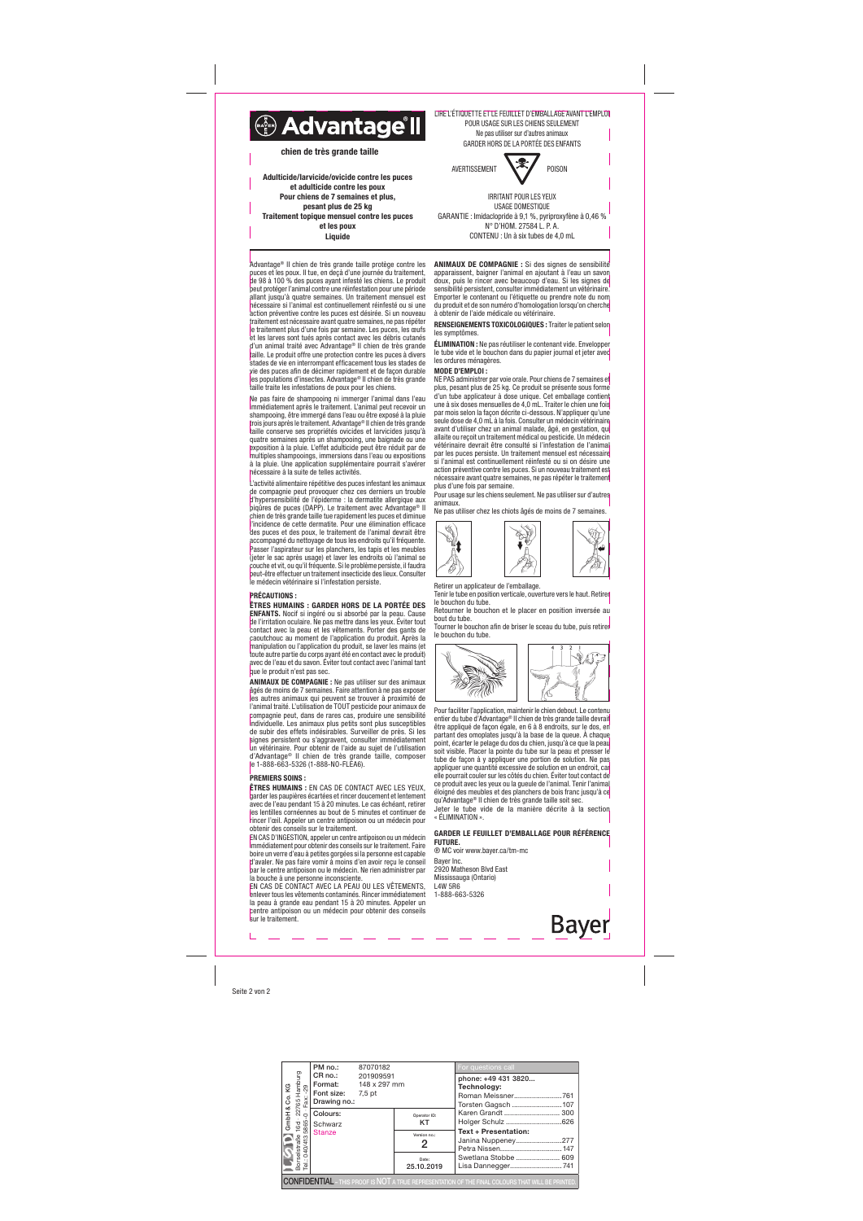# Advantage® II

**chien de très grande taille**

**Adulticide/larvicide/ovicide contre les puces et adulticide contre les poux**
**Pour chiens de 7 semaines et plus, pesant plus de 25 kg**
**Traitement topique mensuel contre les puces et les poux**
**Liquide**

LIRE L'ÉTIQUETTE ET LE FEUILLET D'EMBALLAGE AVANT L'EMPLOI
POUR USAGE SUR LES CHIENS SEULEMENT
Ne pas utiliser sur d'autres animaux
GARDER HORS DE LA PORTÉE DES ENFANTS

AVERTISSEMENT POISON

IRRITANT POUR LES YEUX
USAGE DOMESTIQUE
GARANTIE : Imidaclopride à 9,1 %, pyriproxyfène à 0,46 %
N° D'HOM. 27584 L. P. A.
CONTENU : Un à six tubes de 4,0 mL

Advantage® II chien de très grande taille protège contre les puces et les poux. Il tue, en deçà d'une journée du traitement, de 98 à 100 % des puces ayant infesté les chiens. Le produit peut protéger l'animal contre une réinfestation pour une période allant jusqu'à quatre semaines. Un traitement mensuel est nécessaire si l'animal est continuellement réinfesté ou si une action préventive contre les puces est désirée. Si un nouveau traitement est nécessaire avant quatre semaines, ne pas répéter le traitement plus d'une fois par semaine. Les puces, les œufs et les larves sont tués après contact avec les débris cutanés d'un animal traité avec Advantage® II chien de très grande taille. Le produit offre une protection contre les puces à divers stades de vie en interrompant efficacement tous les stades de vie des puces afin de décimer rapidement et de façon durable les populations d'insectes. Advantage® II chien de très grande taille traite les infestations de poux pour les chiens.

Ne pas faire de shampooing ni immerger l'animal dans l'eau immédiatement après le traitement. L'animal peut recevoir un shampooing, être immergé dans l'eau ou être exposé à la pluie trois jours après le traitement. Advantage® II chien de très grande taille conserve ses propriétés ovicides et larvicides jusqu'à quatre semaines après un shampooing, une baignade ou une exposition à la pluie. L'effet adulticide peut être réduit par de multiples shampooings, immersions dans l'eau ou expositions à la pluie. Une application supplémentaire pourrait s'avérer nécessaire à la suite de telles activités.

L'activité alimentaire répétitive des puces infestant les animaux de compagnie peut provoquer chez ces derniers un trouble d'hypersensibilité de l'épiderme : la dermatite allergique aux piqûres de puces (DAPP). Le traitement avec Advantage® II chien de très grande taille tue rapidement les puces et diminue l'incidence de cette dermatite. Pour une élimination efficace des puces et des poux, le traitement de l'animal devrait être accompagné du nettoyage de tous les endroits qu'il fréquente. Passer l'aspirateur sur les planchers, les tapis et les meubles (jeter le sac après usage) et laver les endroits où l'animal se couche et vit, ou qu'il fréquente. Si le problème persiste, il faudra peut-être effectuer un traitement insecticide des lieux. Consulter le médecin vétérinaire si l'infestation persiste.

## PRÉCAUTIONS :

**ÊTRES HUMAINS : GARDER HORS DE LA PORTÉE DES ENFANTS.** Nocif si ingéré ou si absorbé par la peau. Cause de l'irritation oculaire. Ne pas mettre dans les yeux. Éviter tout contact avec la peau et les vêtements. Porter des gants de caoutchouc au moment de l'application du produit. Après la manipulation ou l'application du produit, se laver les mains (et toute autre partie du corps ayant été en contact avec le produit) avec de l'eau et du savon. Éviter tout contact avec l'animal tant que le produit n'est pas sec.

**ANIMAUX DE COMPAGNIE :** Ne pas utiliser sur des animaux âgés de moins de 7 semaines. Faire attention à ne pas exposer les autres animaux qui peuvent se trouver à proximité de l'animal traité. L'utilisation de TOUT pesticide pour animaux de compagnie peut, dans de rares cas, produire une sensibilité individuelle. Les animaux plus petits sont plus susceptibles de subir des effets indésirables. Surveiller de près. Si les signes persistent ou s'aggravent, consulter immédiatement un vétérinaire. Pour obtenir de l'aide au sujet de l'utilisation d'Advantage® II chien de très grande taille, composer le 1-888-663-5326 (1-888-NO-FLEA6).

## PREMIERS SOINS :

**ÊTRES HUMAINS :** EN CAS DE CONTACT AVEC LES YEUX, garder les paupières écartées et rincer doucement et lentement avec de l'eau pendant 15 à 20 minutes. Le cas échéant, retirer les lentilles cornéennes au bout de 5 minutes et continuer de rincer l'œil. Appeler un centre antipoison ou un médecin pour obtenir des conseils sur le traitement.

EN CAS D'INGESTION, appeler un centre antipoison ou un médecin immédiatement pour obtenir des conseils sur le traitement. Faire boire un verre d'eau à petites gorgées si la personne est capable d'avaler. Ne pas faire vomir à moins d'en avoir reçu le conseil par le centre antipoison ou le médecin. Ne rien administrer par la bouche à une personne inconsciente.

EN CAS DE CONTACT AVEC LA PEAU OU LES VÊTEMENTS, enlever tous les vêtements contaminés. Rincer immédiatement la peau à grande eau pendant 15 à 20 minutes. Appeler un centre antipoison ou un médecin pour obtenir des conseils sur le traitement.

**ANIMAUX DE COMPAGNIE :** Si des signes de sensibilité apparaissent, baigner l'animal en ajoutant à l'eau un savon doux, puis le rincer avec beaucoup d'eau. Si les signes de sensibilité persistent, consulter immédiatement un vétérinaire. Emporter le contenant ou l'étiquette ou prendre note du nom du produit et de son numéro d'homologation lorsqu'on cherche à obtenir de l'aide médicale ou vétérinaire.

**RENSEIGNEMENTS TOXICOLOGIQUES :** Traiter le patient selon les symptômes.

**ÉLIMINATION :** Ne pas réutiliser le contenant vide. Envelopper le tube vide et le bouchon dans du papier journal et jeter avec les ordures ménagères.

## MODE D'EMPLOI :

NE PAS administrer par voie orale. Pour chiens de 7 semaines et plus, pesant plus de 25 kg. Ce produit se présente sous forme d'un tube applicateur à dose unique. Cet emballage contient une à six doses mensuelles de 4,0 mL. Traiter le chien une fois par mois selon la façon décrite ci-dessous. N'appliquer qu'une seule dose de 4,0 mL à la fois. Consulter un médecin vétérinaire avant d'utiliser chez un animal malade, âgé, en gestation, qui allaite ou reçoit un traitement médical ou pesticide. Un médecin vétérinaire devrait être consulté si l'infestation de l'animal par les puces persiste. Un traitement mensuel est nécessaire si l'animal est continuellement réinfesté ou si on désire une action préventive contre les puces. Si un nouveau traitement est nécessaire avant quatre semaines, ne pas répéter le traitement plus d'une fois par semaine.

Pour usage sur les chiens seulement. Ne pas utiliser sur d'autres animaux.

Ne pas utiliser chez les chiots âgés de moins de 7 semaines.

Retirer un applicateur de l'emballage.

Tenir le tube en position verticale, ouverture vers le haut. Retirer le bouchon du tube.

Retourner le bouchon et le placer en position inversée au bout du tube.

Tourner le bouchon afin de briser le sceau du tube, puis retirer le bouchon du tube.

4 3 2 1

Pour faciliter l'application, maintenir le chien debout. Le contenu entier du tube d'Advantage® II chien de très grande taille devrait être appliqué de façon égale, en 6 à 8 endroits, sur le dos, en partant des omoplates jusqu'à la base de la queue. À chaque point, écarter le pelage du dos du chien, jusqu'à ce que la peau soit visible. Placer la pointe du tube sur la peau et presser le tube de façon à y appliquer une portion de solution. Ne pas appliquer une quantité excessive de solution en un endroit, car elle pourrait couler sur les côtés du chien. Éviter tout contact de ce produit avec les yeux ou la gueule de l'animal. Tenir l'animal éloigné des meubles et des planchers de bois franc jusqu'à ce qu'Advantage® II chien de très grande taille soit sec.

Jeter le tube vide de la manière décrite à la section « ÉLIMINATION ».

**GARDER LE FEUILLET D'EMBALLAGE POUR RÉFÉRENCE FUTURE.**

® MC voir www.bayer.ca/tm-mc

Bayer Inc.
2920 Matheson Blvd East
Mississauga (Ontario)
L4W 5R6
1-888-663-5326

Bayer

| | | | For questions call |
|---|---|---|---|
| Borsteler Straße 16d 22765 Hamburg Tel.: 040/413 3865-0 Fax: -29 GmbH & Co. KG | PM no.: 87070182<br>CR no.: 201909591<br>Format: 148 x 297 mm<br>Font size: 7,5 pt<br>Drawing no.: | | phone: +49 431 3820...<br>**Technology:**<br>Roman Meissner.....761<br>Torsten Gagsch.....107 |
| | Colours:<br>Schwarz<br>Stanze | Operator ID:<br>KT | Karen Grandt.....300<br>Holger Schulz.....626 |
| | | Version no.:<br>2 | **Text + Presentation:**<br>Janina Nuppeney.....277<br>Petra Nissen.....147 |
| | | Date:<br>25.10.2019 | Swetlana Stobbe.....609<br>Lisa Dannegger.....741 |

CONFIDENTIAL – THIS PROOF IS NOT A TRUE REPRESENTATION OF THE FINAL COLOURS THAT WILL BE PRINTED.